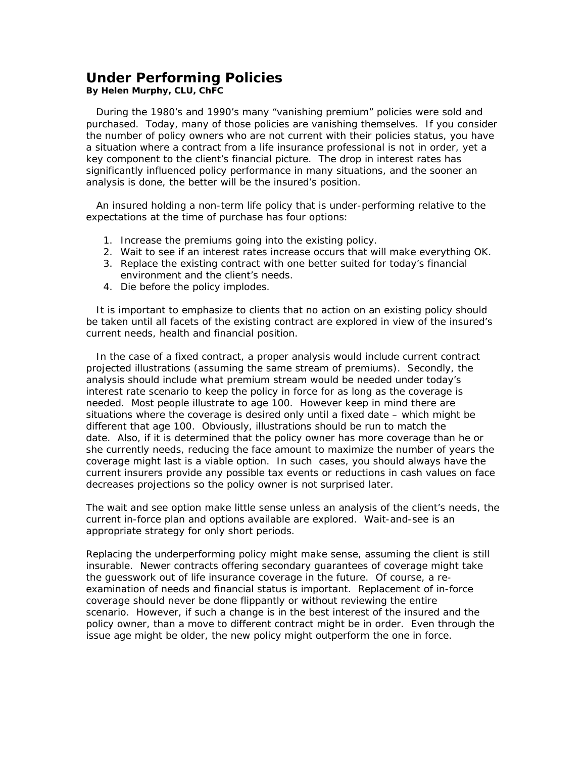# Under Performing Policies

**By Helen Murphy, CLU, ChFC**

During the 1980's and 1990's many "vanishing premium" policies were sold and purchased. Today, many of those policies are vanishing themselves. If you consider the number of policy owners who are not current with their policies status, you have a situation where a contract from a life insurance professional is not in order, yet a key component to the client's financial picture. The drop in interest rates has significantly influenced policy performance in many situations, and the sooner an analysis is done, the better will be the insured's position.

An insured holding a non-term life policy that is under-performing relative to the expectations at the time of purchase has four options:

1. Increase the premiums going into the existing policy.
2. Wait to see if an interest rates increase occurs that will make everything OK.
3. Replace the existing contract with one better suited for today's financial environment and the client's needs.
4. Die before the policy implodes.

It is important to emphasize to clients that no action on an existing policy should be taken until all facets of the existing contract are explored in view of the insured's current needs, health and financial position.

In the case of a fixed contract, a proper analysis would include current contract projected illustrations (assuming the same stream of premiums). Secondly, the analysis should include what premium stream would be needed under today's interest rate scenario to keep the policy in force for as long as the coverage is needed. Most people illustrate to age 100. However keep in mind there are situations where the coverage is desired only until a fixed date – which might be different that age 100. Obviously, illustrations should be run to match the date. Also, if it is determined that the policy owner has more coverage than he or she currently needs, reducing the face amount to maximize the number of years the coverage might last is a viable option. In such cases, you should always have the current insurers provide any possible tax events or reductions in cash values on face decreases projections so the policy owner is not surprised later.

The wait and see option make little sense unless an analysis of the client's needs, the current in-force plan and options available are explored. Wait-and-see is an appropriate strategy for only short periods.

Replacing the underperforming policy might make sense, assuming the client is still insurable. Newer contracts offering secondary guarantees of coverage might take the guesswork out of life insurance coverage in the future. Of course, a re-examination of needs and financial status is important. Replacement of in-force coverage should never be done flippantly or without reviewing the entire scenario. However, if such a change is in the best interest of the insured and the policy owner, than a move to different contract might be in order. Even through the issue age might be older, the new policy might outperform the one in force.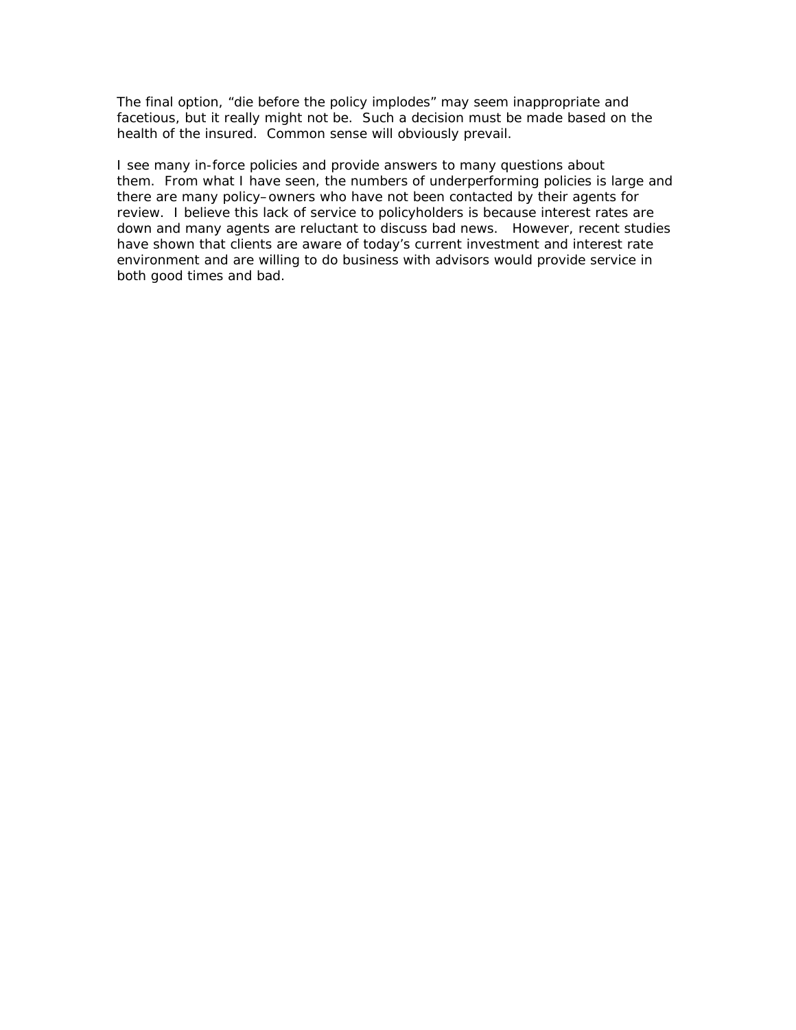The final option, “die before the policy implodes” may seem inappropriate and facetious, but it really might not be. Such a decision must be made based on the health of the insured. Common sense will obviously prevail.

I see many in-force policies and provide answers to many questions about them. From what I have seen, the numbers of underperforming policies is large and there are many policy–owners who have not been contacted by their agents for review. I believe this lack of service to policyholders is because interest rates are down and many agents are reluctant to discuss bad news. However, recent studies have shown that clients are aware of today’s current investment and interest rate environment and are willing to do business with advisors would provide service in both good times and bad.